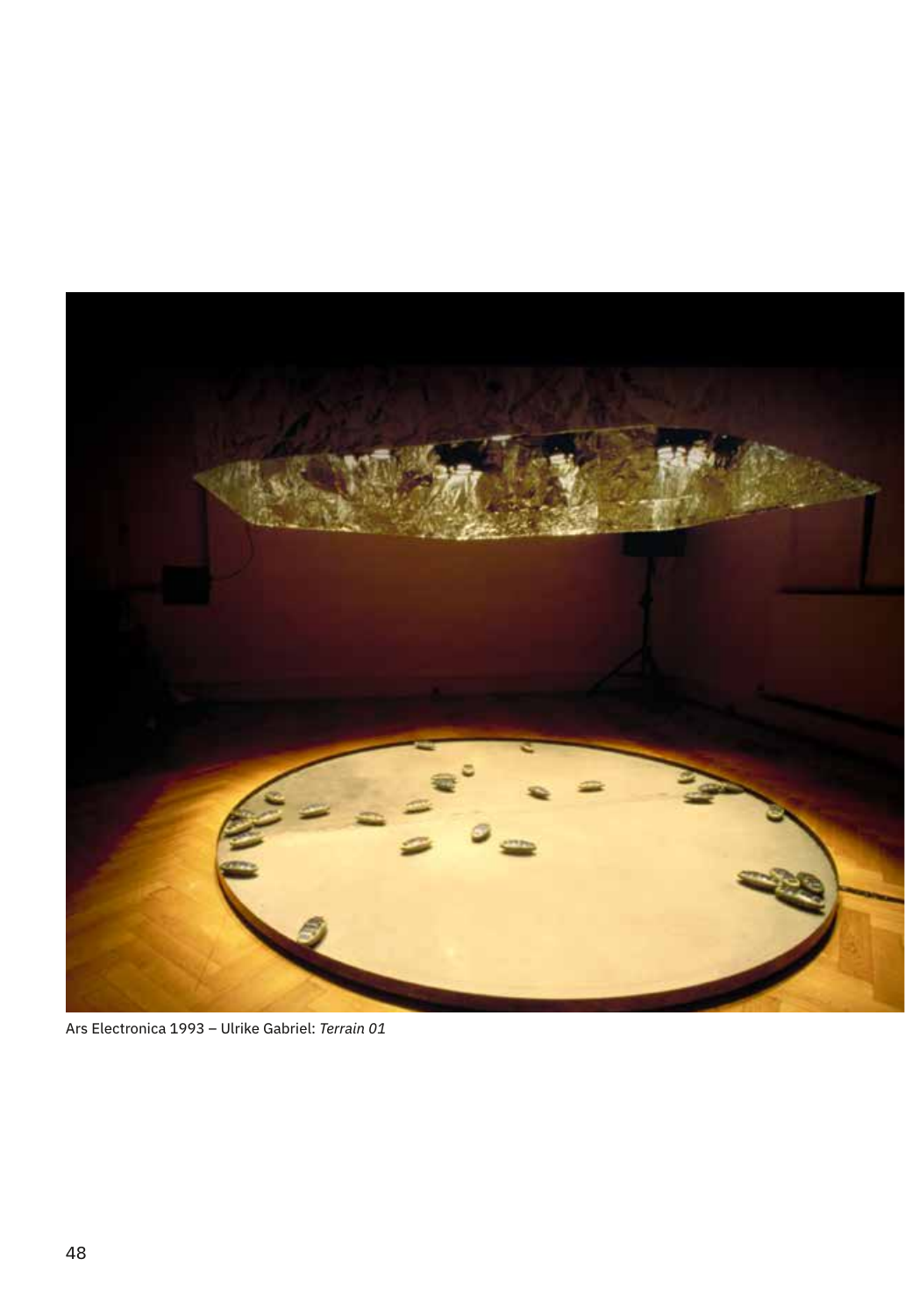Ars Electronica 1993 – Ulrike Gabriel: *Terrain 01*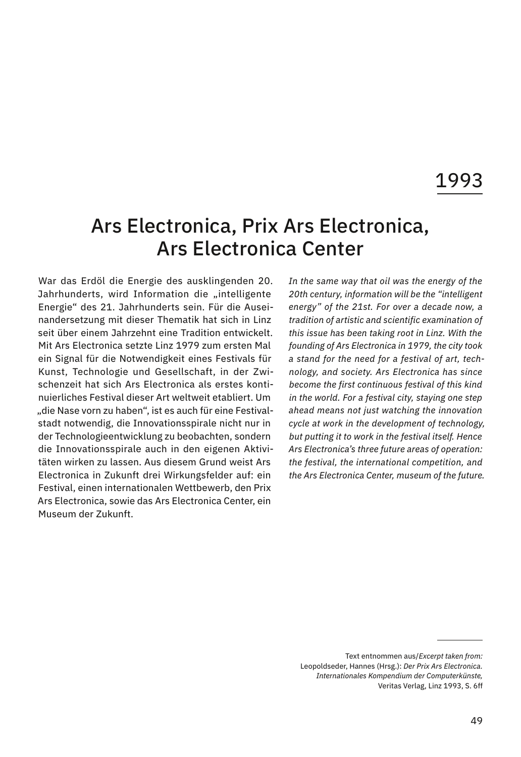# 1993

## Ars Electronica, Prix Ars Electronica, Ars Electronica Center

War das Erdöl die Energie des ausklingenden 20. Jahrhunderts, wird Information die „intelligente Energie" des 21. Jahrhunderts sein. Für die Auseinandersetzung mit dieser Thematik hat sich in Linz seit über einem Jahrzehnt eine Tradition entwickelt. Mit Ars Electronica setzte Linz 1979 zum ersten Mal ein Signal für die Notwendigkeit eines Festivals für Kunst, Technologie und Gesellschaft, in der Zwischenzeit hat sich Ars Electronica als erstes kontinuierliches Festival dieser Art weltweit etabliert. Um „die Nase vorn zu haben", ist es auch für eine Festivalstadt notwendig, die Innovationsspirale nicht nur in der Technologieentwicklung zu beobachten, sondern die Innovationsspirale auch in den eigenen Aktivitäten wirken zu lassen. Aus diesem Grund weist Ars Electronica in Zukunft drei Wirkungsfelder auf: ein Festival, einen internationalen Wettbewerb, den Prix Ars Electronica, sowie das Ars Electronica Center, ein Museum der Zukunft.

*In the same way that oil was the energy of the 20th century, information will be the "intelligent energy" of the 21st. For over a decade now, a tradition of artistic and scientific examination of this issue has been taking root in Linz. With the founding of Ars Electronica in 1979, the city took a stand for the need for a festival of art, technology, and society. Ars Electronica has since become the first continuous festival of this kind in the world. For a festival city, staying one step ahead means not just watching the innovation cycle at work in the development of technology, but putting it to work in the festival itself. Hence Ars Electronica's three future areas of operation: the festival, the international competition, and the Ars Electronica Center, museum of the future.*

---

Text entnommen aus/*Excerpt taken from:*
Leopoldseder, Hannes (Hrsg.): *Der Prix Ars Electronica. Internationales Kompendium der Computerkünste,* Veritas Verlag, Linz 1993, S. 6ff